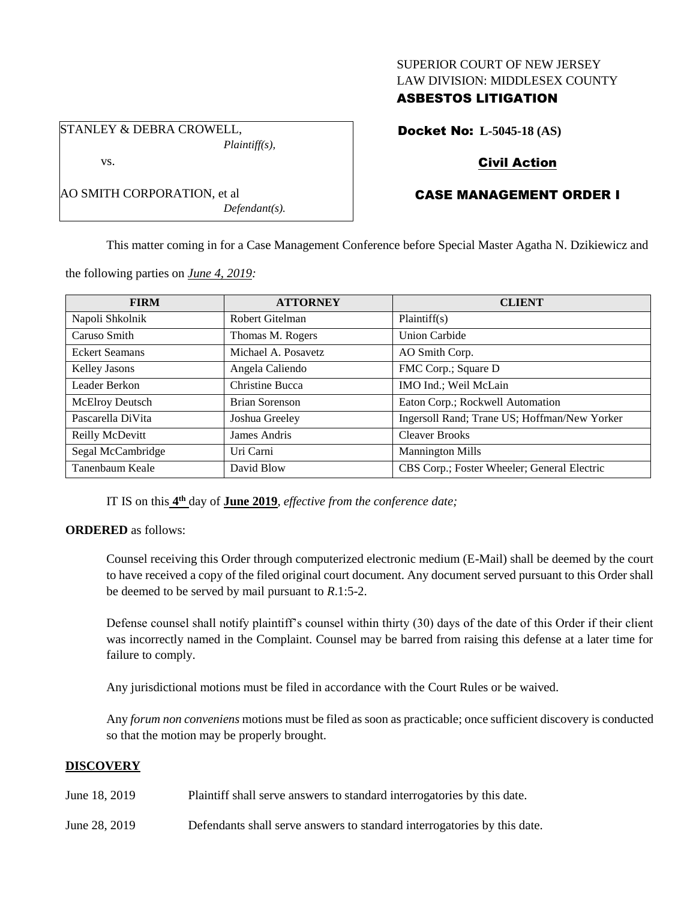SUPERIOR COURT OF NEW JERSEY
LAW DIVISION: MIDDLESEX COUNTY
**ASBESTOS LITIGATION**

STANLEY & DEBRA CROWELL,
*Plaintiff(s),*

vs.

AO SMITH CORPORATION, et al
*Defendant(s).*

**Docket No: L-5045-18 (AS)**

**Civil Action**

**CASE MANAGEMENT ORDER I**

This matter coming in for a Case Management Conference before Special Master Agatha N. Dzikiewicz and the following parties on *June 4, 2019:*

| FIRM | ATTORNEY | CLIENT |
|---|---|---|
| Napoli Shkolnik | Robert Gitelman | Plaintiff(s) |
| Caruso Smith | Thomas M. Rogers | Union Carbide |
| Eckert Seamans | Michael A. Posavetz | AO Smith Corp. |
| Kelley Jasons | Angela Caliendo | FMC Corp.; Square D |
| Leader Berkon | Christine Bucca | IMO Ind.; Weil McLain |
| McElroy Deutsch | Brian Sorenson | Eaton Corp.; Rockwell Automation |
| Pascarella DiVita | Joshua Greeley | Ingersoll Rand; Trane US; Hoffman/New Yorker |
| Reilly McDevitt | James Andris | Cleaver Brooks |
| Segal McCambridge | Uri Carni | Mannington Mills |
| Tanenbaum Keale | David Blow | CBS Corp.; Foster Wheeler; General Electric |

IT IS on this **4th** day of **June 2019**, *effective from the conference date;*

**ORDERED** as follows:

Counsel receiving this Order through computerized electronic medium (E-Mail) shall be deemed by the court to have received a copy of the filed original court document. Any document served pursuant to this Order shall be deemed to be served by mail pursuant to *R*.1:5-2.

Defense counsel shall notify plaintiff's counsel within thirty (30) days of the date of this Order if their client was incorrectly named in the Complaint. Counsel may be barred from raising this defense at a later time for failure to comply.

Any jurisdictional motions must be filed in accordance with the Court Rules or be waived.

Any *forum non conveniens* motions must be filed as soon as practicable; once sufficient discovery is conducted so that the motion may be properly brought.

**DISCOVERY**

June 18, 2019 Plaintiff shall serve answers to standard interrogatories by this date.

June 28, 2019 Defendants shall serve answers to standard interrogatories by this date.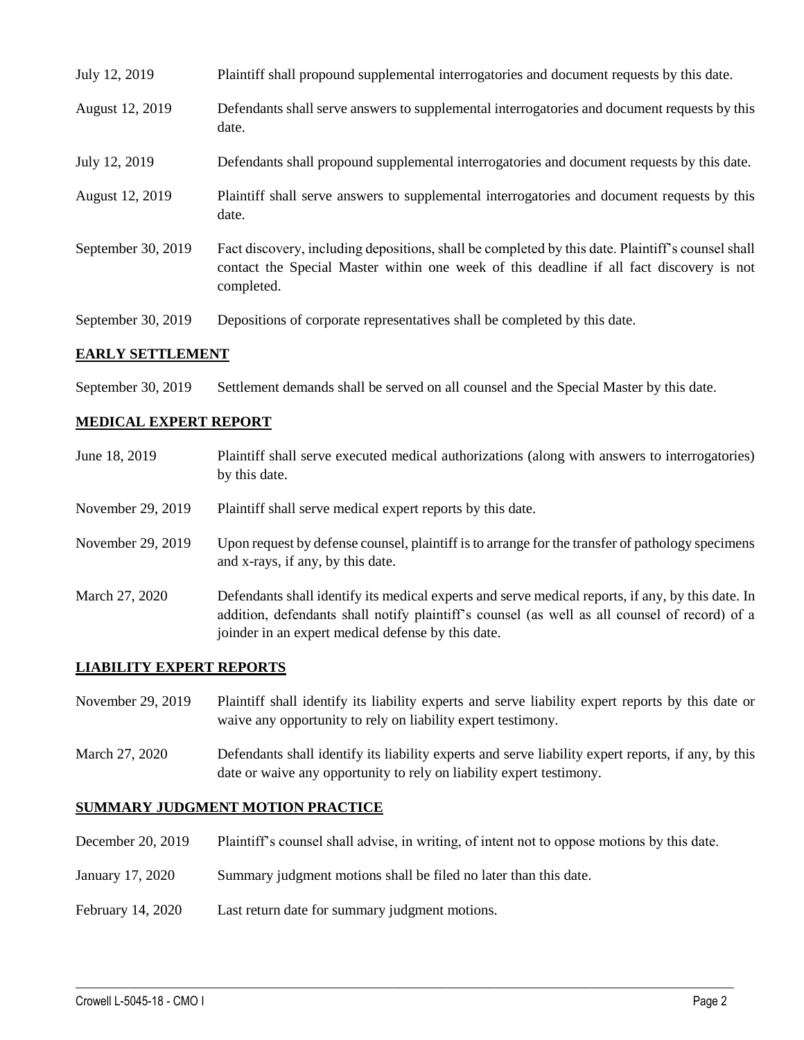| | |
|---|---|
| July 12, 2019 | Plaintiff shall propound supplemental interrogatories and document requests by this date. |
| August 12, 2019 | Defendants shall serve answers to supplemental interrogatories and document requests by this date. |
| July 12, 2019 | Defendants shall propound supplemental interrogatories and document requests by this date. |
| August 12, 2019 | Plaintiff shall serve answers to supplemental interrogatories and document requests by this date. |
| September 30, 2019 | Fact discovery, including depositions, shall be completed by this date. Plaintiff's counsel shall contact the Special Master within one week of this deadline if all fact discovery is not completed. |
| September 30, 2019 | Depositions of corporate representatives shall be completed by this date. |

## EARLY SETTLEMENT

| | |
|---|---|
| September 30, 2019 | Settlement demands shall be served on all counsel and the Special Master by this date. |

## MEDICAL EXPERT REPORT

| | |
|---|---|
| June 18, 2019 | Plaintiff shall serve executed medical authorizations (along with answers to interrogatories) by this date. |
| November 29, 2019 | Plaintiff shall serve medical expert reports by this date. |
| November 29, 2019 | Upon request by defense counsel, plaintiff is to arrange for the transfer of pathology specimens and x-rays, if any, by this date. |
| March 27, 2020 | Defendants shall identify its medical experts and serve medical reports, if any, by this date. In addition, defendants shall notify plaintiff's counsel (as well as all counsel of record) of a joinder in an expert medical defense by this date. |

## LIABILITY EXPERT REPORTS

| | |
|---|---|
| November 29, 2019 | Plaintiff shall identify its liability experts and serve liability expert reports by this date or waive any opportunity to rely on liability expert testimony. |
| March 27, 2020 | Defendants shall identify its liability experts and serve liability expert reports, if any, by this date or waive any opportunity to rely on liability expert testimony. |

## SUMMARY JUDGMENT MOTION PRACTICE

| | |
|---|---|
| December 20, 2019 | Plaintiff's counsel shall advise, in writing, of intent not to oppose motions by this date. |
| January 17, 2020 | Summary judgment motions shall be filed no later than this date. |
| February 14, 2020 | Last return date for summary judgment motions. |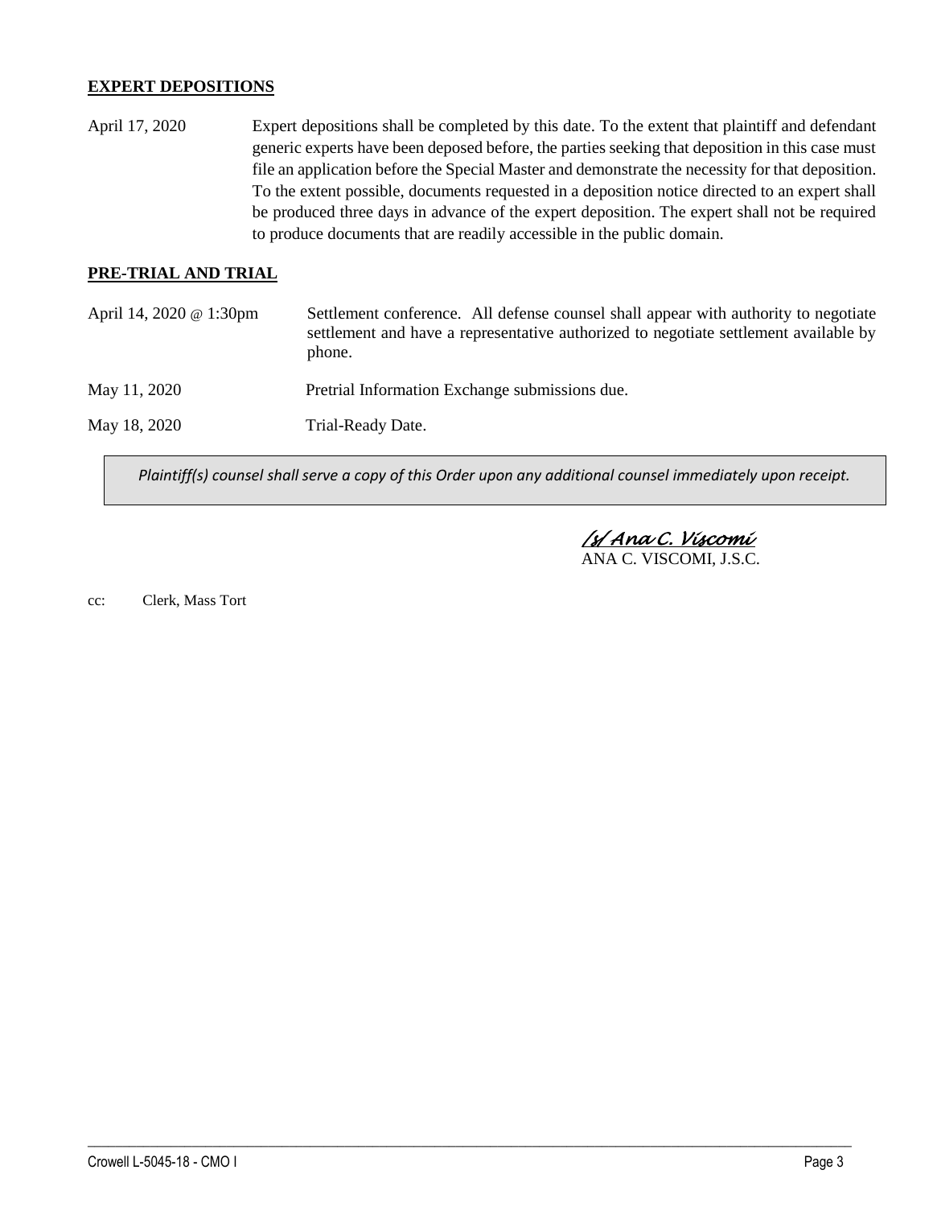**EXPERT DEPOSITIONS**

| | |
|---|---|
| April 17, 2020 | Expert depositions shall be completed by this date. To the extent that plaintiff and defendant generic experts have been deposed before, the parties seeking that deposition in this case must file an application before the Special Master and demonstrate the necessity for that deposition. To the extent possible, documents requested in a deposition notice directed to an expert shall be produced three days in advance of the expert deposition. The expert shall not be required to produce documents that are readily accessible in the public domain. |

**PRE-TRIAL AND TRIAL**

| | |
|---|---|
| April 14, 2020 @ 1:30pm | Settlement conference. All defense counsel shall appear with authority to negotiate settlement and have a representative authorized to negotiate settlement available by phone. |
| May 11, 2020 | Pretrial Information Exchange submissions due. |
| May 18, 2020 | Trial-Ready Date. |

*Plaintiff(s) counsel shall serve a copy of this Order upon any additional counsel immediately upon receipt.*

/s/ Ana C. Viscomi
ANA C. VISCOMI, J.S.C.

cc: Clerk, Mass Tort